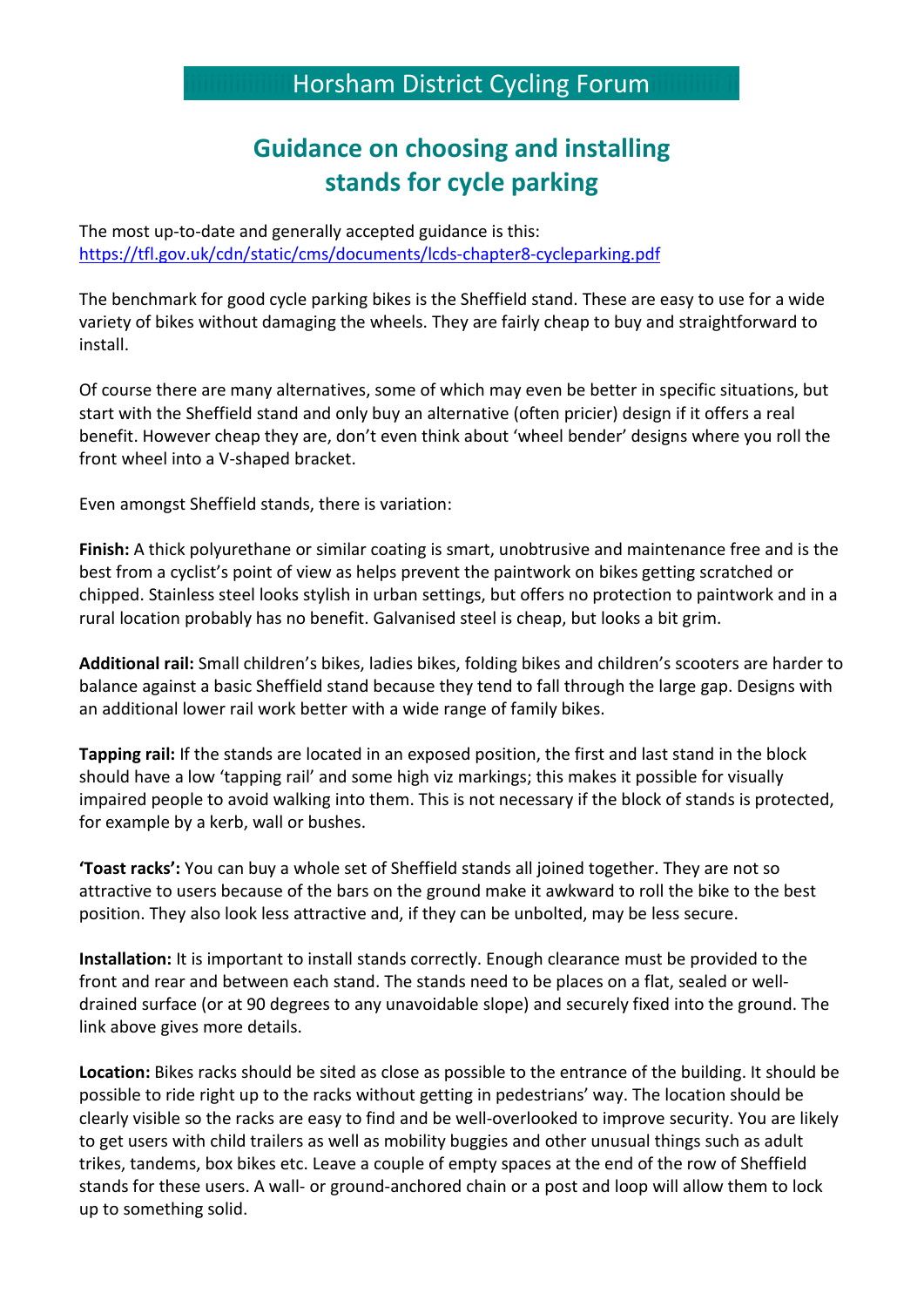# Horsham District Cycling Forum

## Guidance on choosing and installing stands for cycle parking

The most up-to-date and generally accepted guidance is this:
https://tfl.gov.uk/cdn/static/cms/documents/lcds-chapter8-cycleparking.pdf

The benchmark for good cycle parking bikes is the Sheffield stand. These are easy to use for a wide variety of bikes without damaging the wheels. They are fairly cheap to buy and straightforward to install.

Of course there are many alternatives, some of which may even be better in specific situations, but start with the Sheffield stand and only buy an alternative (often pricier) design if it offers a real benefit. However cheap they are, don't even think about 'wheel bender' designs where you roll the front wheel into a V-shaped bracket.

Even amongst Sheffield stands, there is variation:

**Finish:** A thick polyurethane or similar coating is smart, unobtrusive and maintenance free and is the best from a cyclist's point of view as helps prevent the paintwork on bikes getting scratched or chipped. Stainless steel looks stylish in urban settings, but offers no protection to paintwork and in a rural location probably has no benefit. Galvanised steel is cheap, but looks a bit grim.

**Additional rail:** Small children's bikes, ladies bikes, folding bikes and children's scooters are harder to balance against a basic Sheffield stand because they tend to fall through the large gap. Designs with an additional lower rail work better with a wide range of family bikes.

**Tapping rail:** If the stands are located in an exposed position, the first and last stand in the block should have a low 'tapping rail' and some high viz markings; this makes it possible for visually impaired people to avoid walking into them. This is not necessary if the block of stands is protected, for example by a kerb, wall or bushes.

**'Toast racks':** You can buy a whole set of Sheffield stands all joined together. They are not so attractive to users because of the bars on the ground make it awkward to roll the bike to the best position. They also look less attractive and, if they can be unbolted, may be less secure.

**Installation:** It is important to install stands correctly. Enough clearance must be provided to the front and rear and between each stand. The stands need to be places on a flat, sealed or well-drained surface (or at 90 degrees to any unavoidable slope) and securely fixed into the ground. The link above gives more details.

**Location:** Bikes racks should be sited as close as possible to the entrance of the building. It should be possible to ride right up to the racks without getting in pedestrians' way. The location should be clearly visible so the racks are easy to find and be well-overlooked to improve security. You are likely to get users with child trailers as well as mobility buggies and other unusual things such as adult trikes, tandems, box bikes etc. Leave a couple of empty spaces at the end of the row of Sheffield stands for these users. A wall- or ground-anchored chain or a post and loop will allow them to lock up to something solid.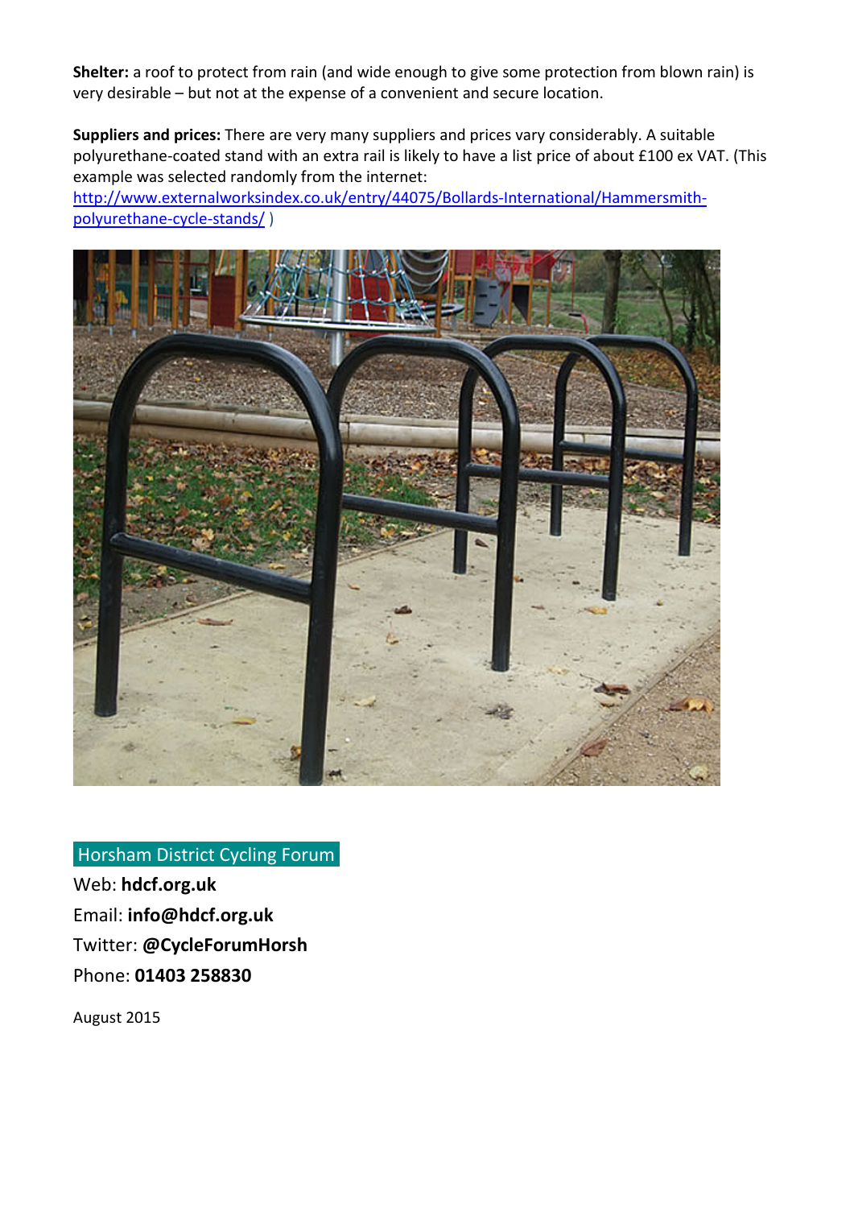**Shelter:** a roof to protect from rain (and wide enough to give some protection from blown rain) is very desirable – but not at the expense of a convenient and secure location.

**Suppliers and prices:** There are very many suppliers and prices vary considerably. A suitable polyurethane-coated stand with an extra rail is likely to have a list price of about £100 ex VAT. (This example was selected randomly from the internet: [http://www.externalworksindex.co.uk/entry/44075/Bollards-International/Hammersmith-polyurethane-cycle-stands/](http://www.externalworksindex.co.uk/entry/44075/Bollards-International/Hammersmith-polyurethane-cycle-stands/) )

Horsham District Cycling Forum

Web: **hdcf.org.uk**

Email: **info@hdcf.org.uk**

Twitter: **@CycleForumHorsh**

Phone: **01403 258830**

August 2015